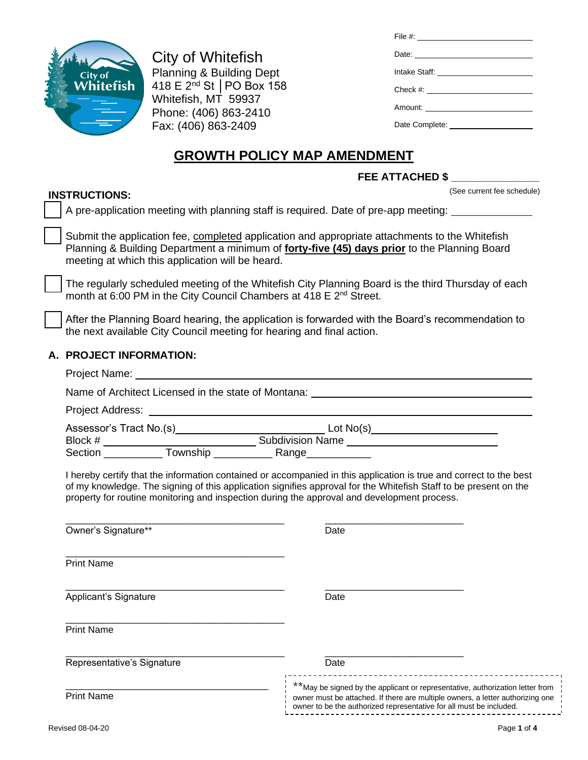City of Whitefish
Planning & Building Dept
418 E 2nd St │PO Box 158
Whitefish, MT 59937
Phone: (406) 863-2410
Fax: (406) 863-2409

File #: ____________________

Date: ____________________

Intake Staff: ____________________

Check #: ____________________

Amount: ____________________

Date Complete: ____________________

# GROWTH POLICY MAP AMENDMENT

**FEE ATTACHED $** _______________

(See current fee schedule)

**INSTRUCTIONS:**

- ☐ A pre-application meeting with planning staff is required. Date of pre-app meeting: _______________
- ☐ Submit the application fee, completed application and appropriate attachments to the Whitefish Planning & Building Department a minimum of **forty-five (45) days prior** to the Planning Board meeting at which this application will be heard.
- ☐ The regularly scheduled meeting of the Whitefish City Planning Board is the third Thursday of each month at 6:00 PM in the City Council Chambers at 418 E 2nd Street.
- ☐ After the Planning Board hearing, the application is forwarded with the Board's recommendation to the next available City Council meeting for hearing and final action.

## A. PROJECT INFORMATION:

Project Name: ______________________________

Name of Architect Licensed in the state of Montana: ______________________________

Project Address: ______________________________

Assessor's Tract No.(s) ____________________ Lot No(s) ____________________

Block # ____________________ Subdivision Name ____________________

Section __________ Township __________ Range___________

I hereby certify that the information contained or accompanied in this application is true and correct to the best of my knowledge. The signing of this application signifies approval for the Whitefish Staff to be present on the property for routine monitoring and inspection during the approval and development process.

______________________________ ____________________
Owner's Signature** Date

______________________________
Print Name

______________________________ ____________________
Applicant's Signature Date

______________________________
Print Name

______________________________ ____________________
Representative's Signature Date

______________________________
Print Name

**May be signed by the applicant or representative, authorization letter from owner must be attached. If there are multiple owners, a letter authorizing one owner to be the authorized representative for all must be included.

Revised 08-04-20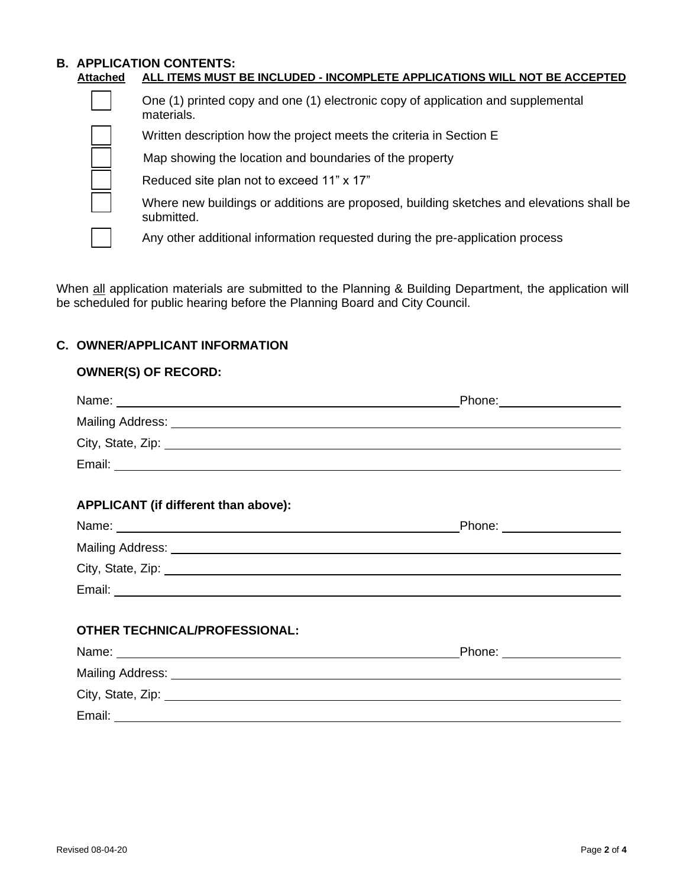## B. APPLICATION CONTENTS:

**Attached** **ALL ITEMS MUST BE INCLUDED - INCOMPLETE APPLICATIONS WILL NOT BE ACCEPTED**

- [ ] One (1) printed copy and one (1) electronic copy of application and supplemental materials.
- [ ] Written description how the project meets the criteria in Section E
- [ ] Map showing the location and boundaries of the property
- [ ] Reduced site plan not to exceed 11" x 17"
- [ ] Where new buildings or additions are proposed, building sketches and elevations shall be submitted.
- [ ] Any other additional information requested during the pre-application process

When all application materials are submitted to the Planning & Building Department, the application will be scheduled for public hearing before the Planning Board and City Council.

## C. OWNER/APPLICANT INFORMATION

### OWNER(S) OF RECORD:

Name: ______________________________ Phone: ______________

Mailing Address: ______________________________

City, State, Zip: ______________________________

Email: ______________________________

### APPLICANT (if different than above):

Name: ______________________________ Phone: ______________

Mailing Address: ______________________________

City, State, Zip: ______________________________

Email: ______________________________

### OTHER TECHNICAL/PROFESSIONAL:

Name: ______________________________ Phone: ______________

Mailing Address: ______________________________

City, State, Zip: ______________________________

Email: ______________________________

Revised 08-04-20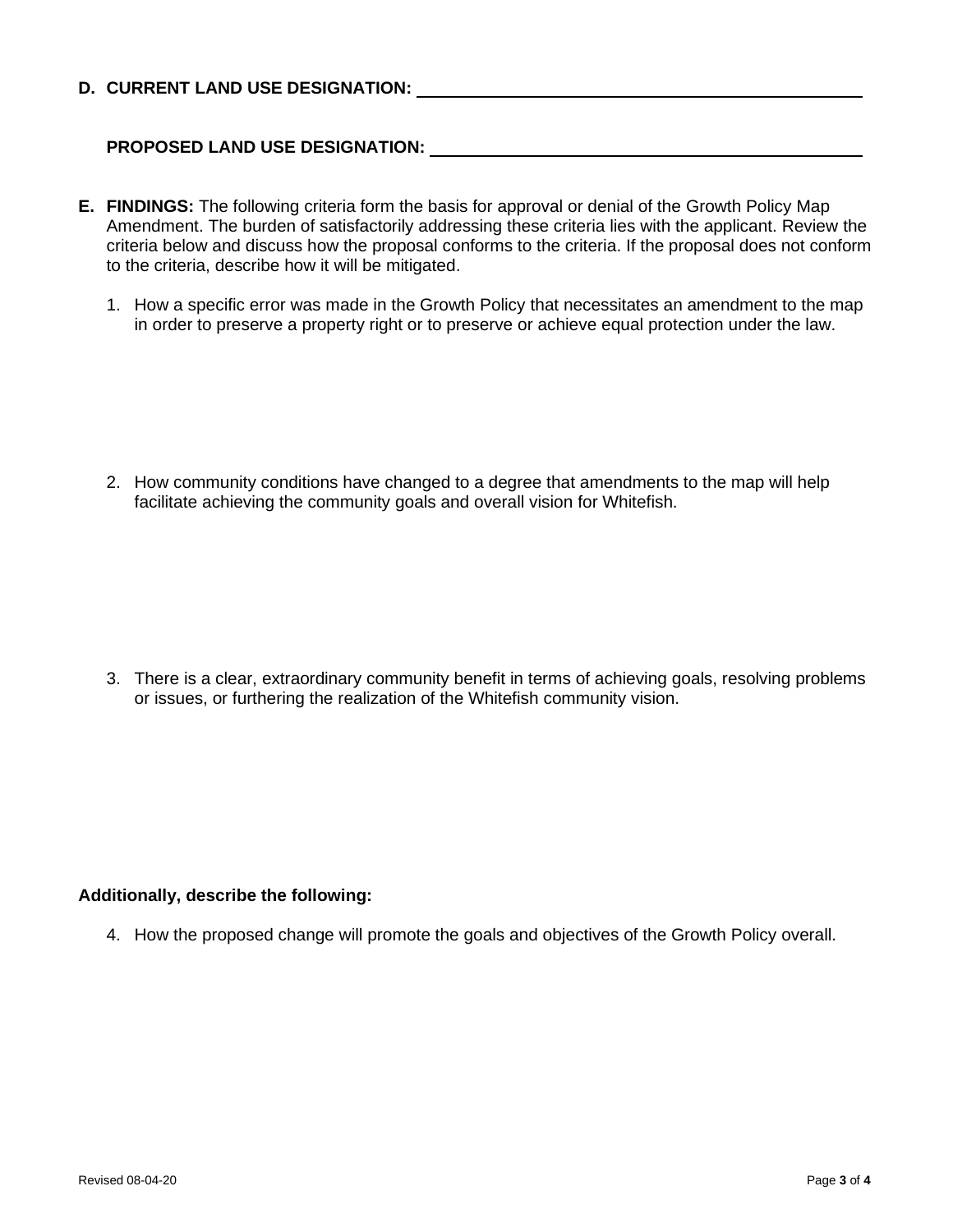**D. CURRENT LAND USE DESIGNATION:** ______________________________

**PROPOSED LAND USE DESIGNATION:** ______________________________

**E. FINDINGS:** The following criteria form the basis for approval or denial of the Growth Policy Map Amendment. The burden of satisfactorily addressing these criteria lies with the applicant. Review the criteria below and discuss how the proposal conforms to the criteria. If the proposal does not conform to the criteria, describe how it will be mitigated.

1. How a specific error was made in the Growth Policy that necessitates an amendment to the map in order to preserve a property right or to preserve or achieve equal protection under the law.

2. How community conditions have changed to a degree that amendments to the map will help facilitate achieving the community goals and overall vision for Whitefish.

3. There is a clear, extraordinary community benefit in terms of achieving goals, resolving problems or issues, or furthering the realization of the Whitefish community vision.

**Additionally, describe the following:**

4. How the proposed change will promote the goals and objectives of the Growth Policy overall.

Revised 08-04-20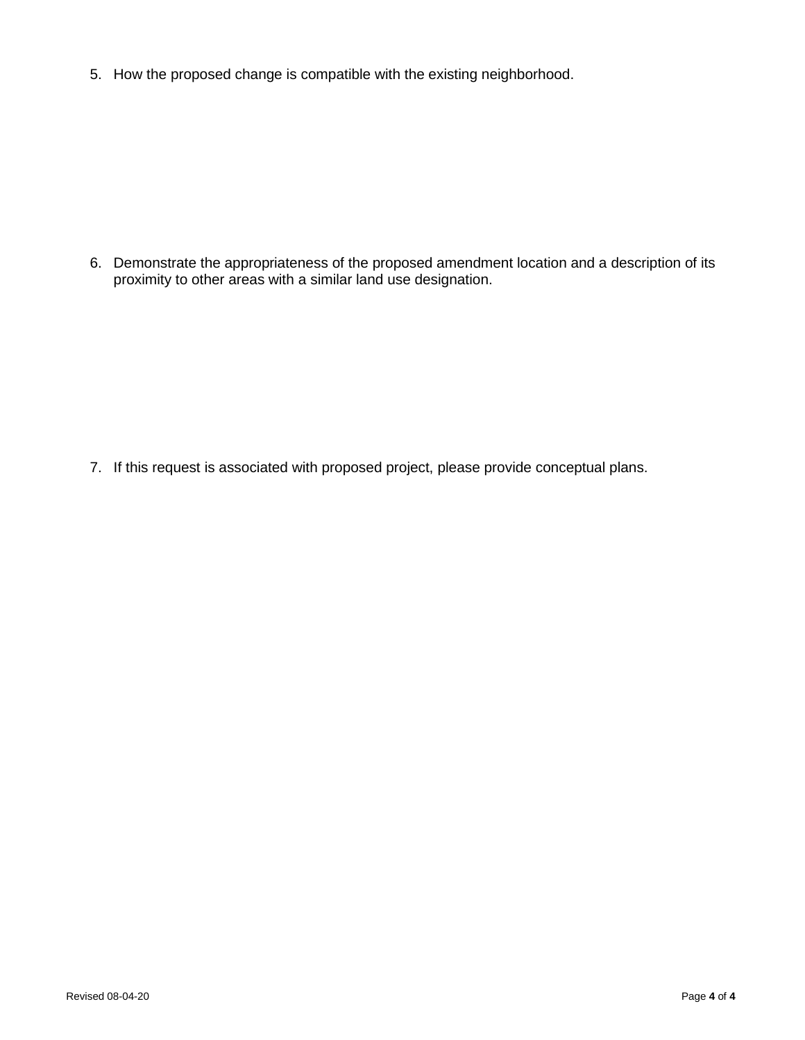5. How the proposed change is compatible with the existing neighborhood.

6. Demonstrate the appropriateness of the proposed amendment location and a description of its proximity to other areas with a similar land use designation.

7. If this request is associated with proposed project, please provide conceptual plans.

Revised 08-04-20